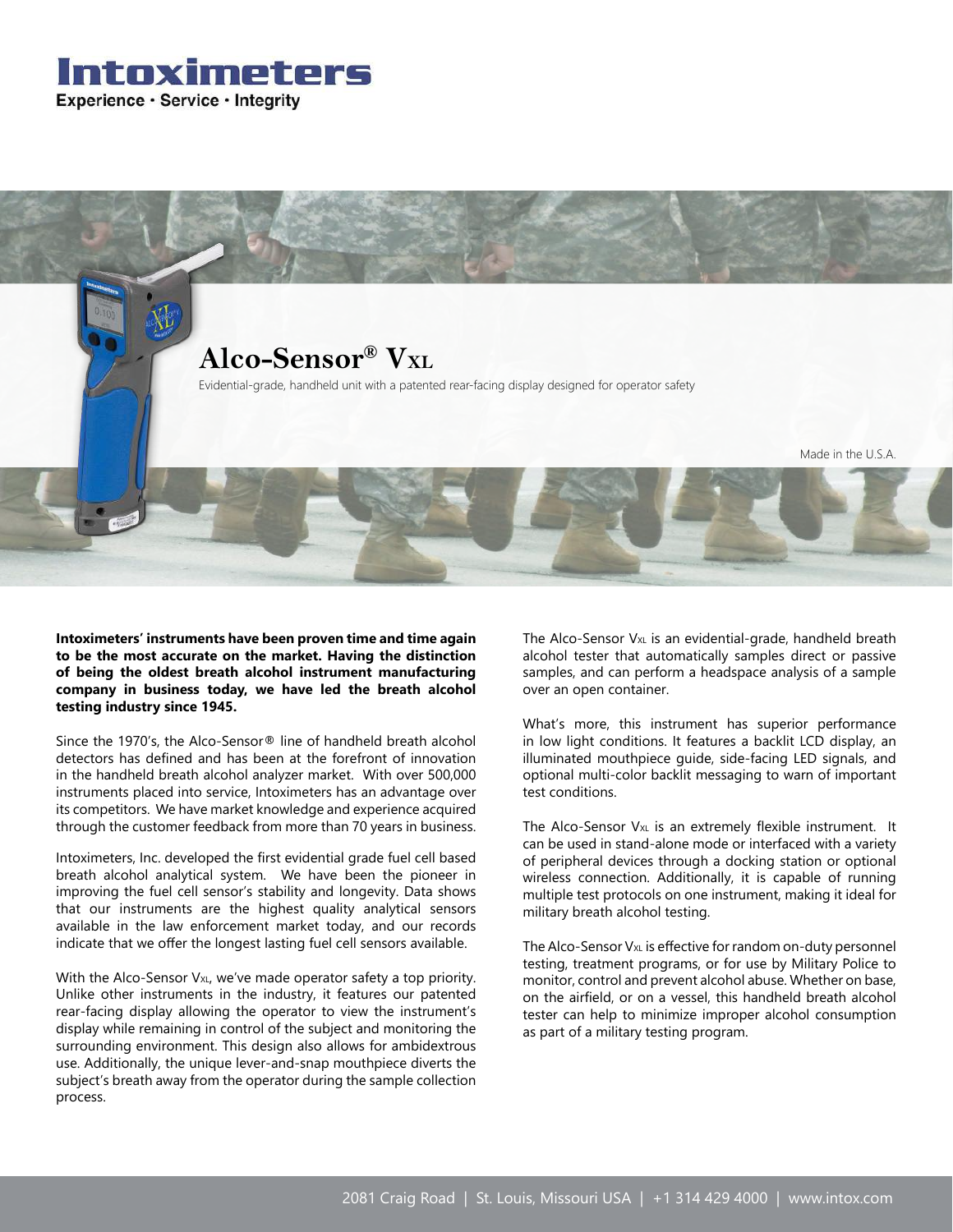# Intoximeters

Experience · Service · Integrity

## Alco-Sensor® VXL

Evidential-grade, handheld unit with a patented rear-facing display designed for operator safety

Made in the U.S.A.

**Intoximeters' instruments have been proven time and time again to be the most accurate on the market. Having the distinction of being the oldest breath alcohol instrument manufacturing company in business today, we have led the breath alcohol testing industry since 1945.**

Since the 1970's, the Alco-Sensor® line of handheld breath alcohol detectors has defined and has been at the forefront of innovation in the handheld breath alcohol analyzer market. With over 500,000 instruments placed into service, Intoximeters has an advantage over its competitors. We have market knowledge and experience acquired through the customer feedback from more than 70 years in business.

Intoximeters, Inc. developed the first evidential grade fuel cell based breath alcohol analytical system. We have been the pioneer in improving the fuel cell sensor's stability and longevity. Data shows that our instruments are the highest quality analytical sensors available in the law enforcement market today, and our records indicate that we offer the longest lasting fuel cell sensors available.

With the Alco-Sensor VXL, we've made operator safety a top priority. Unlike other instruments in the industry, it features our patented rear-facing display allowing the operator to view the instrument's display while remaining in control of the subject and monitoring the surrounding environment. This design also allows for ambidextrous use. Additionally, the unique lever-and-snap mouthpiece diverts the subject's breath away from the operator during the sample collection process.

The Alco-Sensor VXL is an evidential-grade, handheld breath alcohol tester that automatically samples direct or passive samples, and can perform a headspace analysis of a sample over an open container.

What's more, this instrument has superior performance in low light conditions. It features a backlit LCD display, an illuminated mouthpiece guide, side-facing LED signals, and optional multi-color backlit messaging to warn of important test conditions.

The Alco-Sensor VXL is an extremely flexible instrument. It can be used in stand-alone mode or interfaced with a variety of peripheral devices through a docking station or optional wireless connection. Additionally, it is capable of running multiple test protocols on one instrument, making it ideal for military breath alcohol testing.

The Alco-Sensor VXL is effective for random on-duty personnel testing, treatment programs, or for use by Military Police to monitor, control and prevent alcohol abuse. Whether on base, on the airfield, or on a vessel, this handheld breath alcohol tester can help to minimize improper alcohol consumption as part of a military testing program.

2081 Craig Road | St. Louis, Missouri USA | +1 314 429 4000 | www.intox.com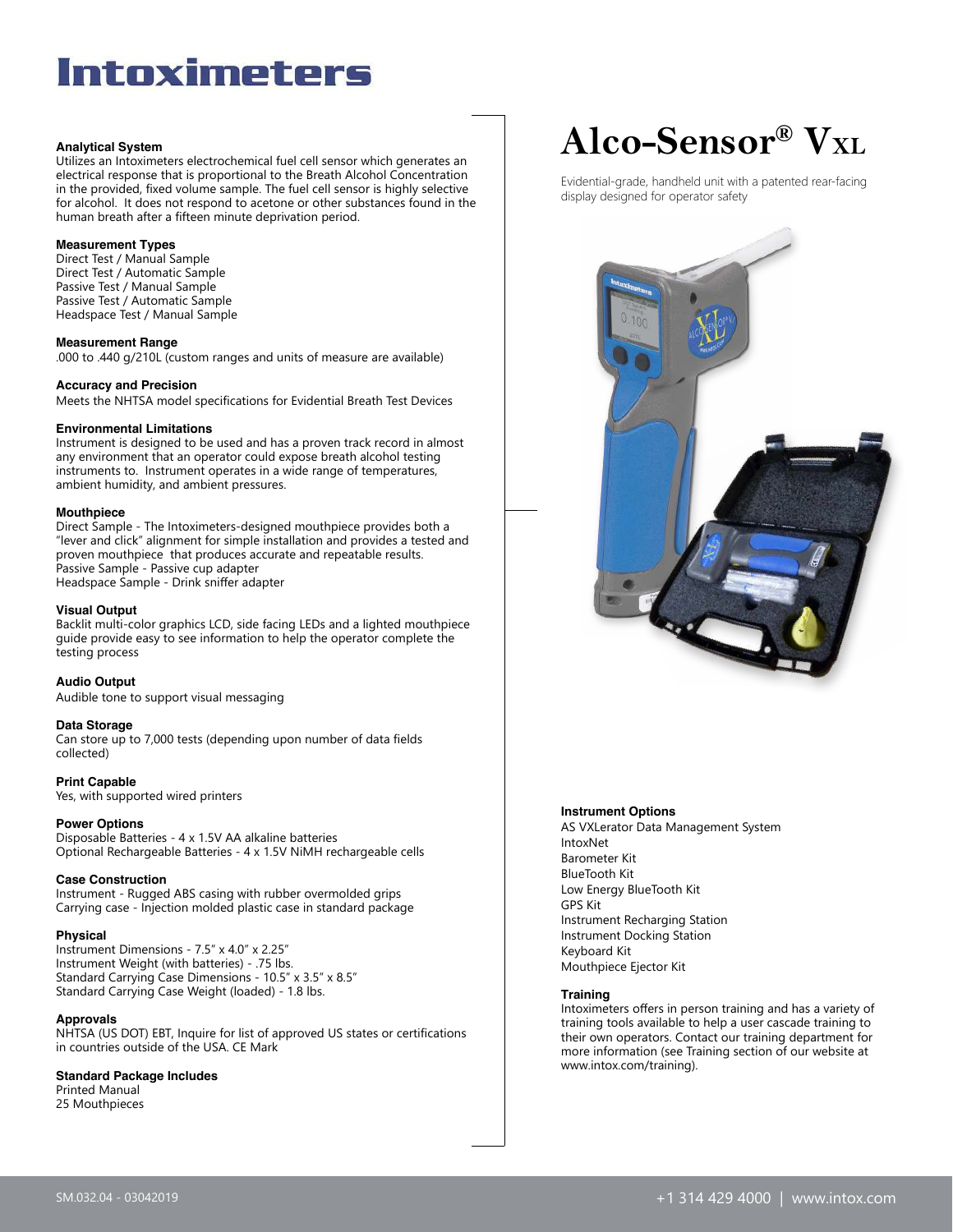# Intoximeters

**Analytical System**
Utilizes an Intoximeters electrochemical fuel cell sensor which generates an electrical response that is proportional to the Breath Alcohol Concentration in the provided, fixed volume sample. The fuel cell sensor is highly selective for alcohol. It does not respond to acetone or other substances found in the human breath after a fifteen minute deprivation period.

**Measurement Types**
Direct Test / Manual Sample
Direct Test / Automatic Sample
Passive Test / Manual Sample
Passive Test / Automatic Sample
Headspace Test / Manual Sample

**Measurement Range**
.000 to .440 g/210L (custom ranges and units of measure are available)

**Accuracy and Precision**
Meets the NHTSA model specifications for Evidential Breath Test Devices

**Environmental Limitations**
Instrument is designed to be used and has a proven track record in almost any environment that an operator could expose breath alcohol testing instruments to. Instrument operates in a wide range of temperatures, ambient humidity, and ambient pressures.

**Mouthpiece**
Direct Sample - The Intoximeters-designed mouthpiece provides both a "lever and click" alignment for simple installation and provides a tested and proven mouthpiece that produces accurate and repeatable results.
Passive Sample - Passive cup adapter
Headspace Sample - Drink sniffer adapter

**Visual Output**
Backlit multi-color graphics LCD, side facing LEDs and a lighted mouthpiece guide provide easy to see information to help the operator complete the testing process

**Audio Output**
Audible tone to support visual messaging

**Data Storage**
Can store up to 7,000 tests (depending upon number of data fields collected)

**Print Capable**
Yes, with supported wired printers

**Power Options**
Disposable Batteries - 4 x 1.5V AA alkaline batteries
Optional Rechargeable Batteries - 4 x 1.5V NiMH rechargeable cells

**Case Construction**
Instrument - Rugged ABS casing with rubber overmolded grips
Carrying case - Injection molded plastic case in standard package

**Physical**
Instrument Dimensions - 7.5" x 4.0" x 2.25"
Instrument Weight (with batteries) - .75 lbs.
Standard Carrying Case Dimensions - 10.5" x 3.5" x 8.5"
Standard Carrying Case Weight (loaded) - 1.8 lbs.

**Approvals**
NHTSA (US DOT) EBT, Inquire for list of approved US states or certifications in countries outside of the USA. CE Mark

**Standard Package Includes**
Printed Manual
25 Mouthpieces

## Alco-Sensor® VXL

Evidential-grade, handheld unit with a patented rear-facing display designed for operator safety

**Instrument Options**
AS VXLerator Data Management System
IntoxNet
Barometer Kit
BlueTooth Kit
Low Energy BlueTooth Kit
GPS Kit
Instrument Recharging Station
Instrument Docking Station
Keyboard Kit
Mouthpiece Ejector Kit

**Training**
Intoximeters offers in person training and has a variety of training tools available to help a user cascade training to their own operators. Contact our training department for more information (see Training section of our website at www.intox.com/training).

SM.032.04 - 03042019

+1 314 429 4000 | www.intox.com